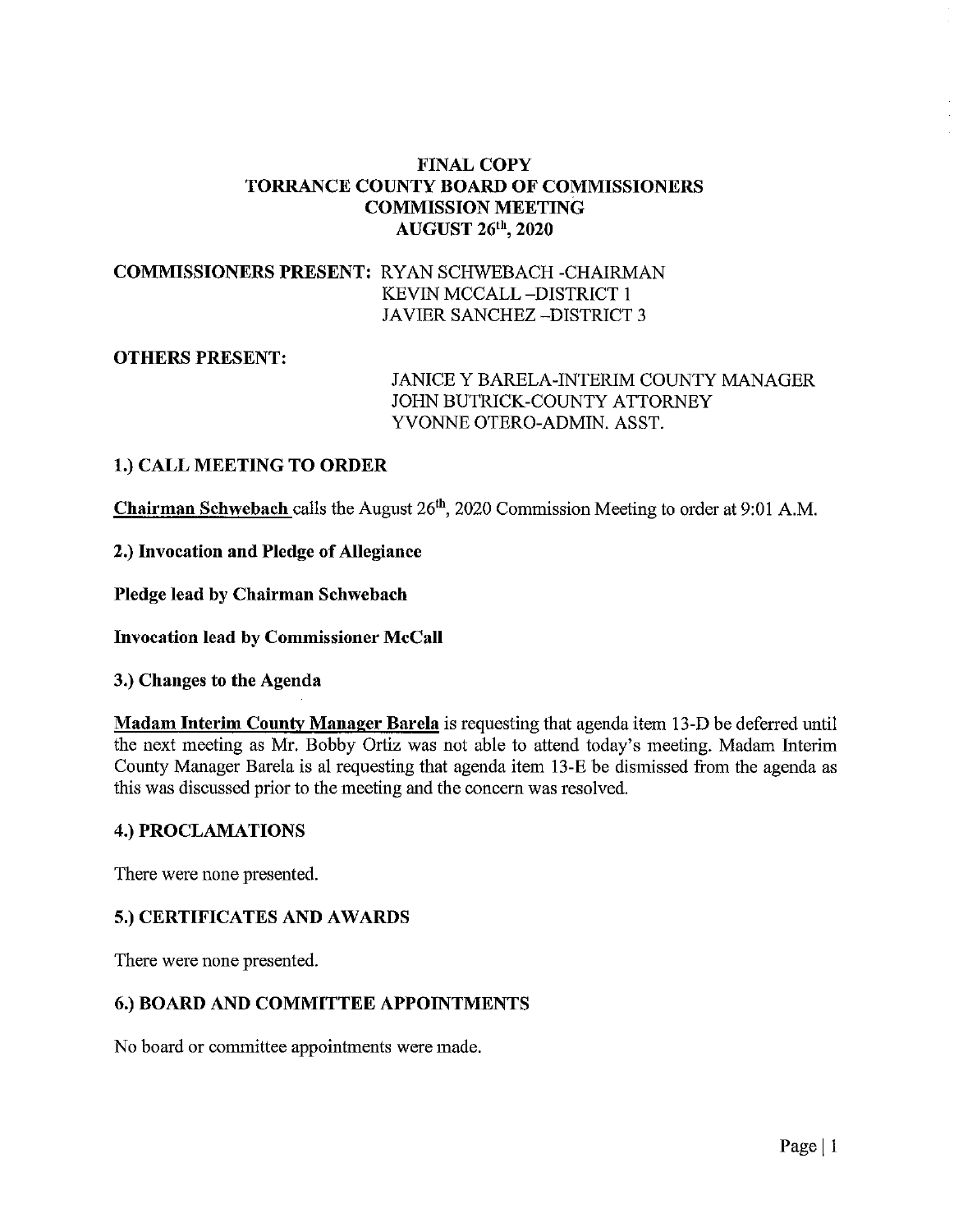# FINAL COPY
# TORRANCE COUNTY BOARD OF COMMISSIONERS
# COMMISSION MEETING
# AUGUST 26th, 2020

**COMMISSIONERS PRESENT:** RYAN SCHWEBACH -CHAIRMAN
KEVIN MCCALL –DISTRICT 1
JAVIER SANCHEZ –DISTRICT 3

**OTHERS PRESENT:**

JANICE Y BARELA-INTERIM COUNTY MANAGER
JOHN BUTRICK-COUNTY ATTORNEY
YVONNE OTERO-ADMIN. ASST.

## 1.) CALL MEETING TO ORDER

**Chairman Schwebach** calls the August 26th, 2020 Commission Meeting to order at 9:01 A.M.

## 2.) Invocation and Pledge of Allegiance

**Pledge lead by Chairman Schwebach**

**Invocation lead by Commissioner McCall**

## 3.) Changes to the Agenda

**Madam Interim County Manager Barela** is requesting that agenda item 13-D be deferred until the next meeting as Mr. Bobby Ortiz was not able to attend today's meeting. Madam Interim County Manager Barela is al requesting that agenda item 13-E be dismissed from the agenda as this was discussed prior to the meeting and the concern was resolved.

## 4.) PROCLAMATIONS

There were none presented.

## 5.) CERTIFICATES AND AWARDS

There were none presented.

## 6.) BOARD AND COMMITTEE APPOINTMENTS

No board or committee appointments were made.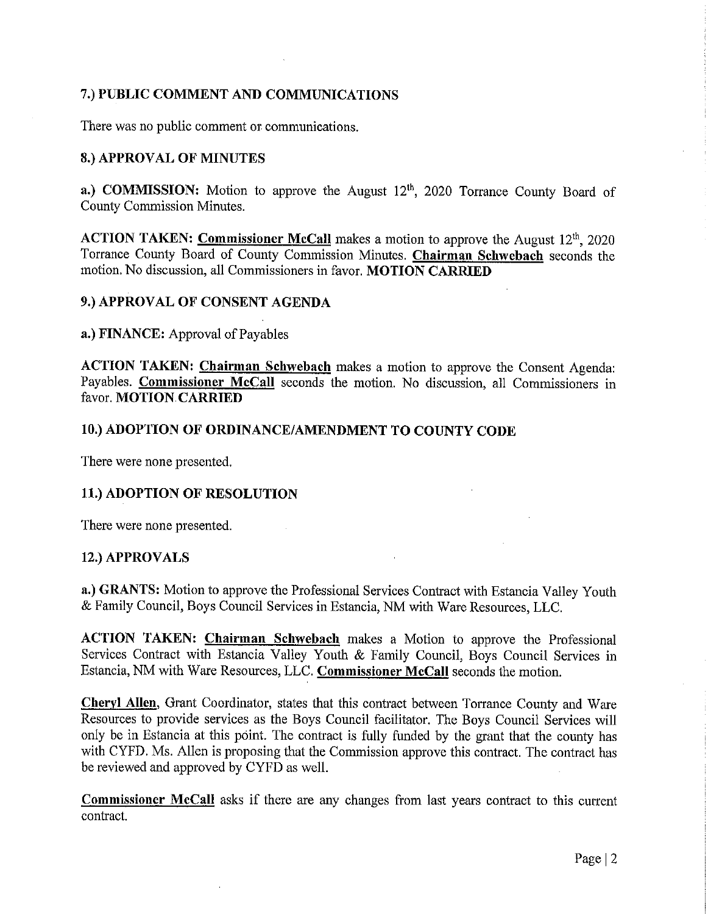### 7.) PUBLIC COMMENT AND COMMUNICATIONS

There was no public comment or communications.

### 8.) APPROVAL OF MINUTES

**a.) COMMISSION:** Motion to approve the August 12th, 2020 Torrance County Board of County Commission Minutes.

**ACTION TAKEN: Commissioner McCall** makes a motion to approve the August 12th, 2020 Torrance County Board of County Commission Minutes. **Chairman Schwebach** seconds the motion. No discussion, all Commissioners in favor. **MOTION CARRIED**

### 9.) APPROVAL OF CONSENT AGENDA

**a.) FINANCE:** Approval of Payables

**ACTION TAKEN: Chairman Schwebach** makes a motion to approve the Consent Agenda: Payables. **Commissioner McCall** seconds the motion. No discussion, all Commissioners in favor. **MOTION CARRIED**

### 10.) ADOPTION OF ORDINANCE/AMENDMENT TO COUNTY CODE

There were none presented.

### 11.) ADOPTION OF RESOLUTION

There were none presented.

### 12.) APPROVALS

**a.) GRANTS:** Motion to approve the Professional Services Contract with Estancia Valley Youth & Family Council, Boys Council Services in Estancia, NM with Ware Resources, LLC.

**ACTION TAKEN: Chairman Schwebach** makes a Motion to approve the Professional Services Contract with Estancia Valley Youth & Family Council, Boys Council Services in Estancia, NM with Ware Resources, LLC. **Commissioner McCall** seconds the motion.

**Cheryl Allen**, Grant Coordinator, states that this contract between Torrance County and Ware Resources to provide services as the Boys Council facilitator. The Boys Council Services will only be in Estancia at this point. The contract is fully funded by the grant that the county has with CYFD. Ms. Allen is proposing that the Commission approve this contract. The contract has be reviewed and approved by CYFD as well.

**Commissioner McCall** asks if there are any changes from last years contract to this current contract.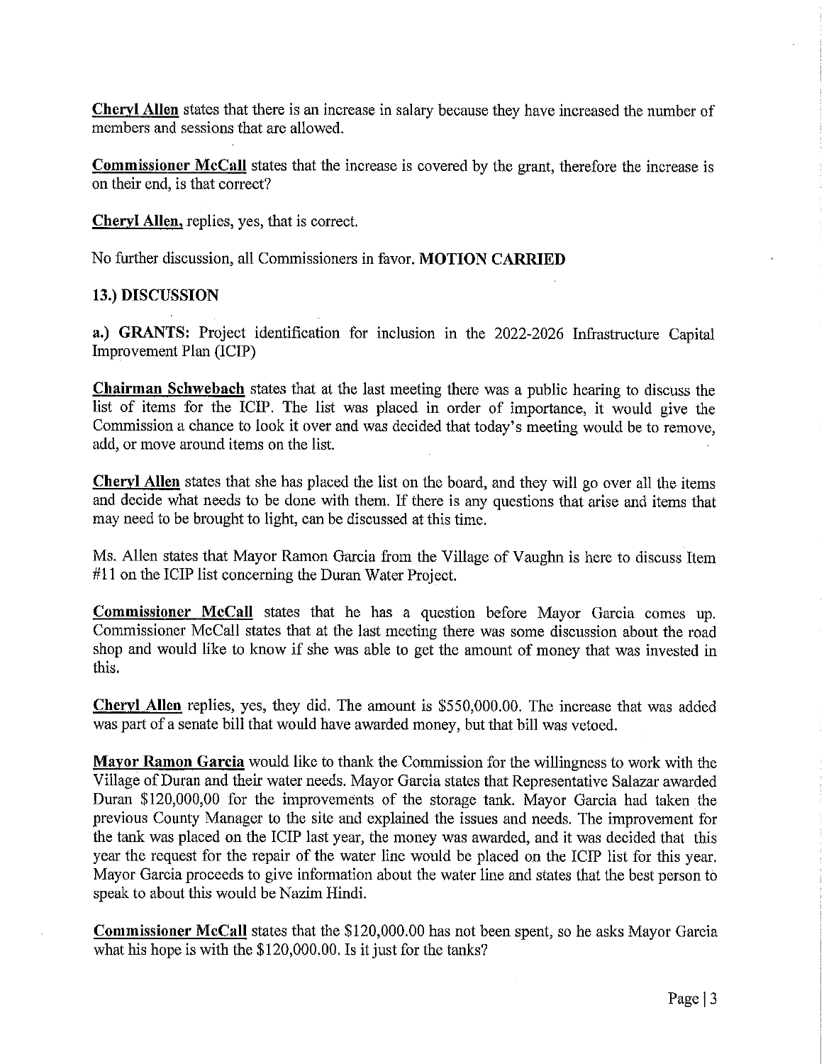**Cheryl Allen** states that there is an increase in salary because they have increased the number of members and sessions that are allowed.

**Commissioner McCall** states that the increase is covered by the grant, therefore the increase is on their end, is that correct?

**Cheryl Allen,** replies, yes, that is correct.

No further discussion, all Commissioners in favor. **MOTION CARRIED**

**13.) DISCUSSION**

**a.) GRANTS:** Project identification for inclusion in the 2022-2026 Infrastructure Capital Improvement Plan (ICIP)

**Chairman Schwebach** states that at the last meeting there was a public hearing to discuss the list of items for the ICIP. The list was placed in order of importance, it would give the Commission a chance to look it over and was decided that today's meeting would be to remove, add, or move around items on the list.

**Cheryl Allen** states that she has placed the list on the board, and they will go over all the items and decide what needs to be done with them. If there is any questions that arise and items that may need to be brought to light, can be discussed at this time.

Ms. Allen states that Mayor Ramon Garcia from the Village of Vaughn is here to discuss Item #11 on the ICIP list concerning the Duran Water Project.

**Commissioner McCall** states that he has a question before Mayor Garcia comes up. Commissioner McCall states that at the last meeting there was some discussion about the road shop and would like to know if she was able to get the amount of money that was invested in this.

**Cheryl Allen** replies, yes, they did. The amount is $550,000.00. The increase that was added was part of a senate bill that would have awarded money, but that bill was vetoed.

**Mayor Ramon Garcia** would like to thank the Commission for the willingness to work with the Village of Duran and their water needs. Mayor Garcia states that Representative Salazar awarded Duran $120,000,00 for the improvements of the storage tank. Mayor Garcia had taken the previous County Manager to the site and explained the issues and needs. The improvement for the tank was placed on the ICIP last year, the money was awarded, and it was decided that this year the request for the repair of the water line would be placed on the ICIP list for this year. Mayor Garcia proceeds to give information about the water line and states that the best person to speak to about this would be Nazim Hindi.

**Commissioner McCall** states that the $120,000.00 has not been spent, so he asks Mayor Garcia what his hope is with the $120,000.00. Is it just for the tanks?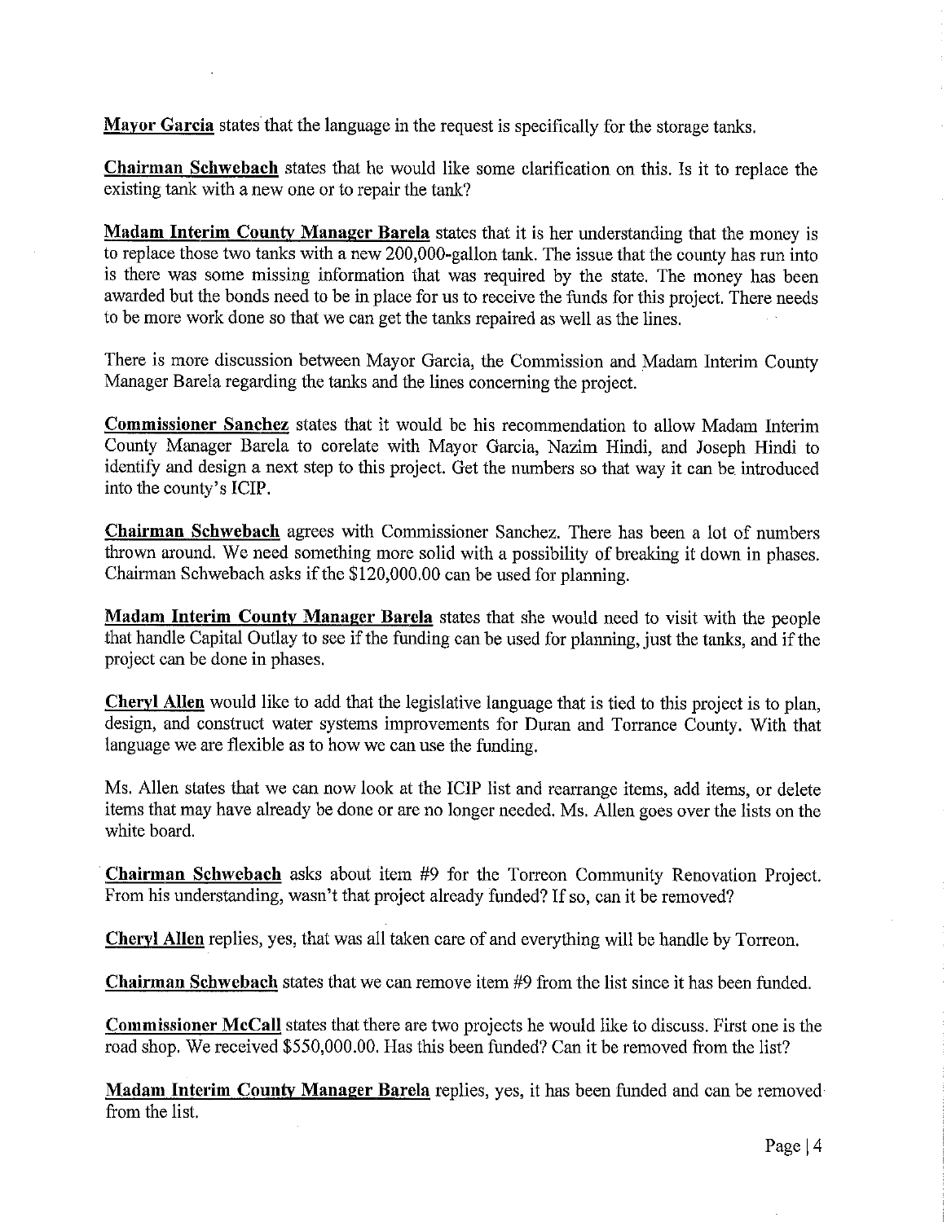**Mayor Garcia** states that the language in the request is specifically for the storage tanks.

**Chairman Schwebach** states that he would like some clarification on this. Is it to replace the existing tank with a new one or to repair the tank?

**Madam Interim County Manager Barela** states that it is her understanding that the money is to replace those two tanks with a new 200,000-gallon tank. The issue that the county has run into is there was some missing information that was required by the state. The money has been awarded but the bonds need to be in place for us to receive the funds for this project. There needs to be more work done so that we can get the tanks repaired as well as the lines.

There is more discussion between Mayor Garcia, the Commission and Madam Interim County Manager Barela regarding the tanks and the lines concerning the project.

**Commissioner Sanchez** states that it would be his recommendation to allow Madam Interim County Manager Barela to corelate with Mayor Garcia, Nazim Hindi, and Joseph Hindi to identify and design a next step to this project. Get the numbers so that way it can be introduced into the county's ICIP.

**Chairman Schwebach** agrees with Commissioner Sanchez. There has been a lot of numbers thrown around. We need something more solid with a possibility of breaking it down in phases. Chairman Schwebach asks if the $120,000.00 can be used for planning.

**Madam Interim County Manager Barela** states that she would need to visit with the people that handle Capital Outlay to see if the funding can be used for planning, just the tanks, and if the project can be done in phases.

**Cheryl Allen** would like to add that the legislative language that is tied to this project is to plan, design, and construct water systems improvements for Duran and Torrance County. With that language we are flexible as to how we can use the funding.

Ms. Allen states that we can now look at the ICIP list and rearrange items, add items, or delete items that may have already be done or are no longer needed. Ms. Allen goes over the lists on the white board.

**Chairman Schwebach** asks about item #9 for the Torreon Community Renovation Project. From his understanding, wasn't that project already funded? If so, can it be removed?

**Cheryl Allen** replies, yes, that was all taken care of and everything will be handle by Torreon.

**Chairman Schwebach** states that we can remove item #9 from the list since it has been funded.

**Commissioner McCall** states that there are two projects he would like to discuss. First one is the road shop. We received $550,000.00. Has this been funded? Can it be removed from the list?

**Madam Interim County Manager Barela** replies, yes, it has been funded and can be removed from the list.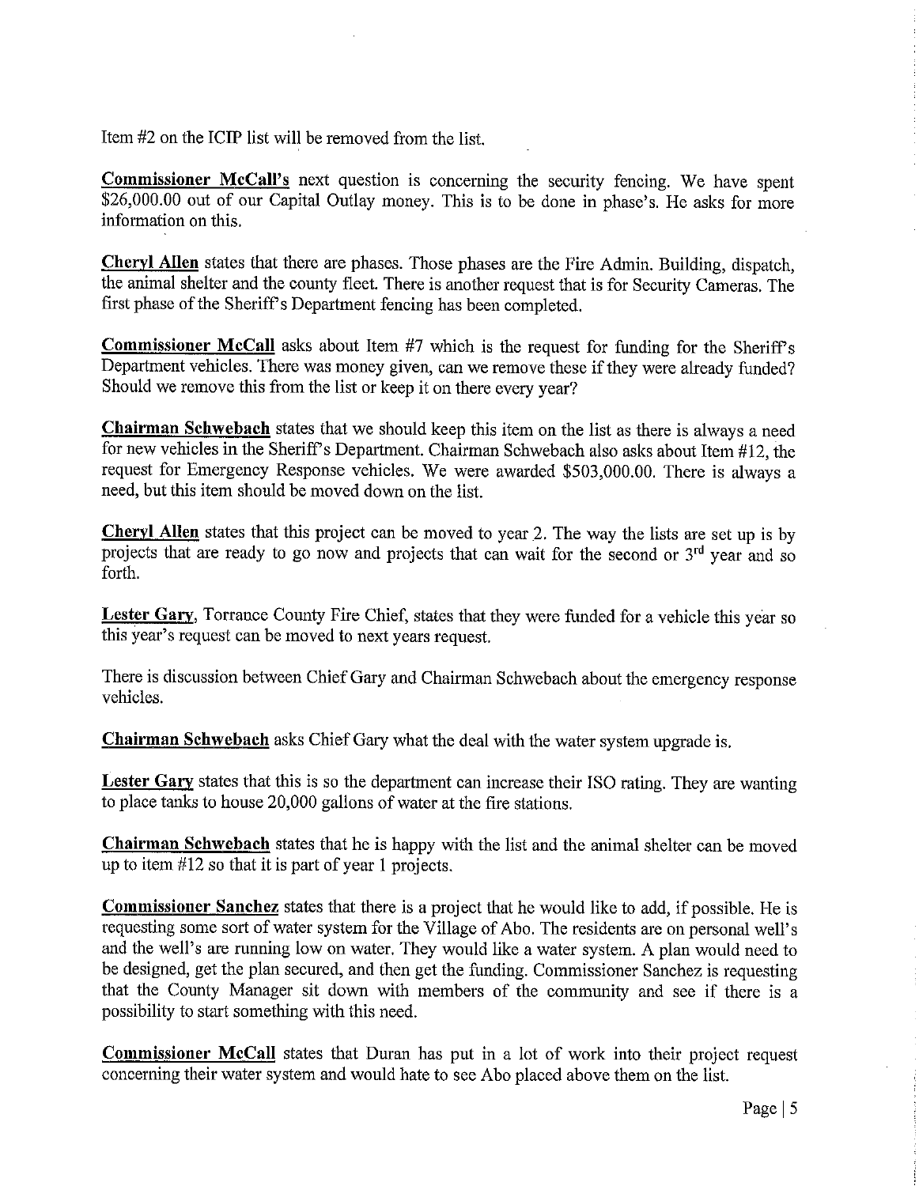Item #2 on the ICIP list will be removed from the list.

**Commissioner McCall's** next question is concerning the security fencing. We have spent $26,000.00 out of our Capital Outlay money. This is to be done in phase's. He asks for more information on this.

**Cheryl Allen** states that there are phases. Those phases are the Fire Admin. Building, dispatch, the animal shelter and the county fleet. There is another request that is for Security Cameras. The first phase of the Sheriff's Department fencing has been completed.

**Commissioner McCall** asks about Item #7 which is the request for funding for the Sheriff's Department vehicles. There was money given, can we remove these if they were already funded? Should we remove this from the list or keep it on there every year?

**Chairman Schwebach** states that we should keep this item on the list as there is always a need for new vehicles in the Sheriff's Department. Chairman Schwebach also asks about Item #12, the request for Emergency Response vehicles. We were awarded $503,000.00. There is always a need, but this item should be moved down on the list.

**Cheryl Allen** states that this project can be moved to year 2. The way the lists are set up is by projects that are ready to go now and projects that can wait for the second or 3rd year and so forth.

**Lester Gary**, Torrance County Fire Chief, states that they were funded for a vehicle this year so this year's request can be moved to next years request.

There is discussion between Chief Gary and Chairman Schwebach about the emergency response vehicles.

**Chairman Schwebach** asks Chief Gary what the deal with the water system upgrade is.

**Lester Gary** states that this is so the department can increase their ISO rating. They are wanting to place tanks to house 20,000 gallons of water at the fire stations.

**Chairman Schwebach** states that he is happy with the list and the animal shelter can be moved up to item #12 so that it is part of year 1 projects.

**Commissioner Sanchez** states that there is a project that he would like to add, if possible. He is requesting some sort of water system for the Village of Abo. The residents are on personal well's and the well's are running low on water. They would like a water system. A plan would need to be designed, get the plan secured, and then get the funding. Commissioner Sanchez is requesting that the County Manager sit down with members of the community and see if there is a possibility to start something with this need.

**Commissioner McCall** states that Duran has put in a lot of work into their project request concerning their water system and would hate to see Abo placed above them on the list.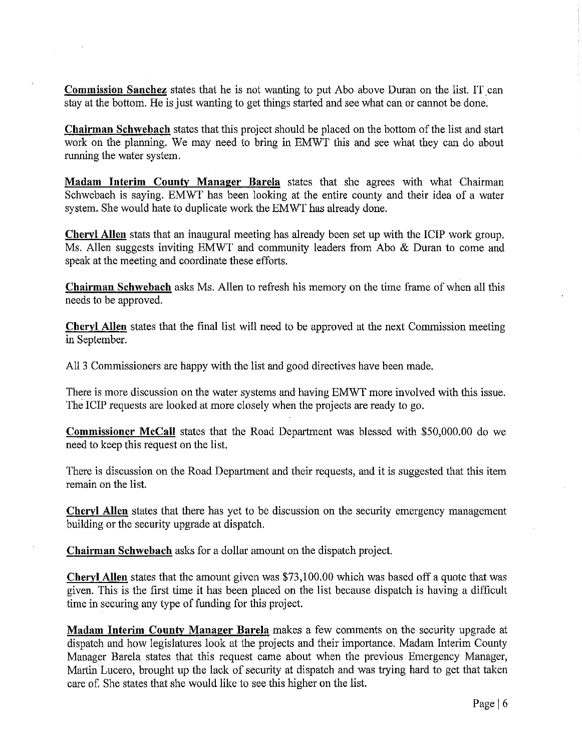**Commission Sanchez** states that he is not wanting to put Abo above Duran on the list. IT can stay at the bottom. He is just wanting to get things started and see what can or cannot be done.

**Chairman Schwebach** states that this project should be placed on the bottom of the list and start work on the planning. We may need to bring in EMWT this and see what they can do about running the water system.

**Madam Interim County Manager Barela** states that she agrees with what Chairman Schwebach is saying. EMWT has been looking at the entire county and their idea of a water system. She would hate to duplicate work the EMWT has already done.

**Cheryl Allen** stats that an inaugural meeting has already been set up with the ICIP work group. Ms. Allen suggests inviting EMWT and community leaders from Abo & Duran to come and speak at the meeting and coordinate these efforts.

**Chairman Schwebach** asks Ms. Allen to refresh his memory on the time frame of when all this needs to be approved.

**Cheryl Allen** states that the final list will need to be approved at the next Commission meeting in September.

All 3 Commissioners are happy with the list and good directives have been made.

There is more discussion on the water systems and having EMWT more involved with this issue. The ICIP requests are looked at more closely when the projects are ready to go.

**Commissioner McCall** states that the Road Department was blessed with $50,000.00 do we need to keep this request on the list.

There is discussion on the Road Department and their requests, and it is suggested that this item remain on the list.

**Cheryl Allen** states that there has yet to be discussion on the security emergency management building or the security upgrade at dispatch.

**Chairman Schwebach** asks for a dollar amount on the dispatch project.

**Cheryl Allen** states that the amount given was $73,100.00 which was based off a quote that was given. This is the first time it has been placed on the list because dispatch is having a difficult time in securing any type of funding for this project.

**Madam Interim County Manager Barela** makes a few comments on the security upgrade at dispatch and how legislatures look at the projects and their importance. Madam Interim County Manager Barela states that this request came about when the previous Emergency Manager, Martin Lucero, brought up the lack of security at dispatch and was trying hard to get that taken care of. She states that she would like to see this higher on the list.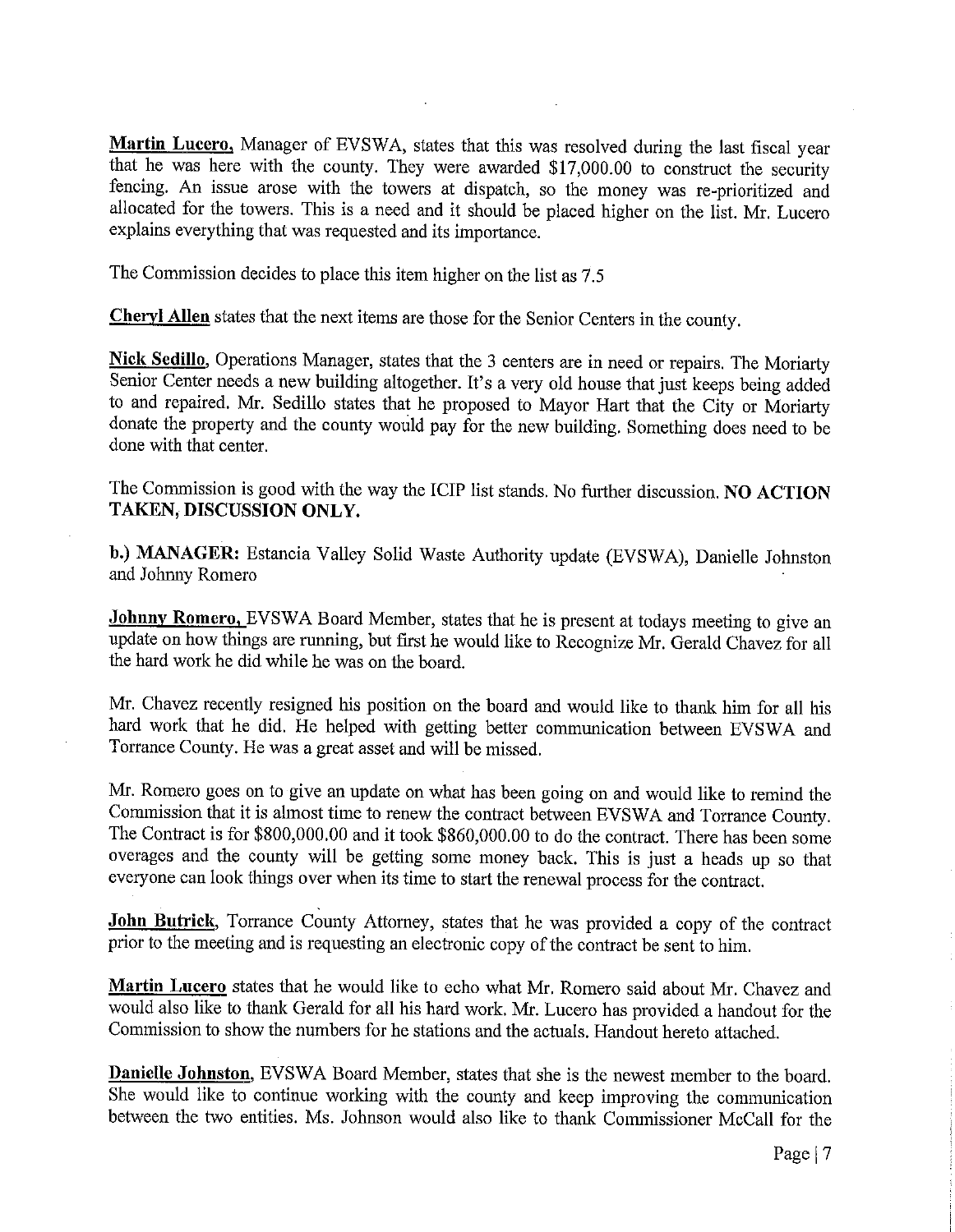**Martin Lucero,** Manager of EVSWA, states that this was resolved during the last fiscal year that he was here with the county. They were awarded $17,000.00 to construct the security fencing. An issue arose with the towers at dispatch, so the money was re-prioritized and allocated for the towers. This is a need and it should be placed higher on the list. Mr. Lucero explains everything that was requested and its importance.

The Commission decides to place this item higher on the list as 7.5

**Cheryl Allen** states that the next items are those for the Senior Centers in the county.

**Nick Sedillo,** Operations Manager, states that the 3 centers are in need or repairs. The Moriarty Senior Center needs a new building altogether. It's a very old house that just keeps being added to and repaired. Mr. Sedillo states that he proposed to Mayor Hart that the City or Moriarty donate the property and the county would pay for the new building. Something does need to be done with that center.

The Commission is good with the way the ICIP list stands. No further discussion. **NO ACTION TAKEN, DISCUSSION ONLY.**

**b.) MANAGER:** Estancia Valley Solid Waste Authority update (EVSWA), Danielle Johnston and Johnny Romero

**Johnny Romero,** EVSWA Board Member, states that he is present at todays meeting to give an update on how things are running, but first he would like to Recognize Mr. Gerald Chavez for all the hard work he did while he was on the board.

Mr. Chavez recently resigned his position on the board and would like to thank him for all his hard work that he did. He helped with getting better communication between EVSWA and Torrance County. He was a great asset and will be missed.

Mr. Romero goes on to give an update on what has been going on and would like to remind the Commission that it is almost time to renew the contract between EVSWA and Torrance County. The Contract is for $800,000.00 and it took $860,000.00 to do the contract. There has been some overages and the county will be getting some money back. This is just a heads up so that everyone can look things over when its time to start the renewal process for the contract.

**John Butrick,** Torrance County Attorney, states that he was provided a copy of the contract prior to the meeting and is requesting an electronic copy of the contract be sent to him.

**Martin Lucero** states that he would like to echo what Mr. Romero said about Mr. Chavez and would also like to thank Gerald for all his hard work. Mr. Lucero has provided a handout for the Commission to show the numbers for he stations and the actuals. Handout hereto attached.

**Danielle Johnston,** EVSWA Board Member, states that she is the newest member to the board. She would like to continue working with the county and keep improving the communication between the two entities. Ms. Johnson would also like to thank Commissioner McCall for the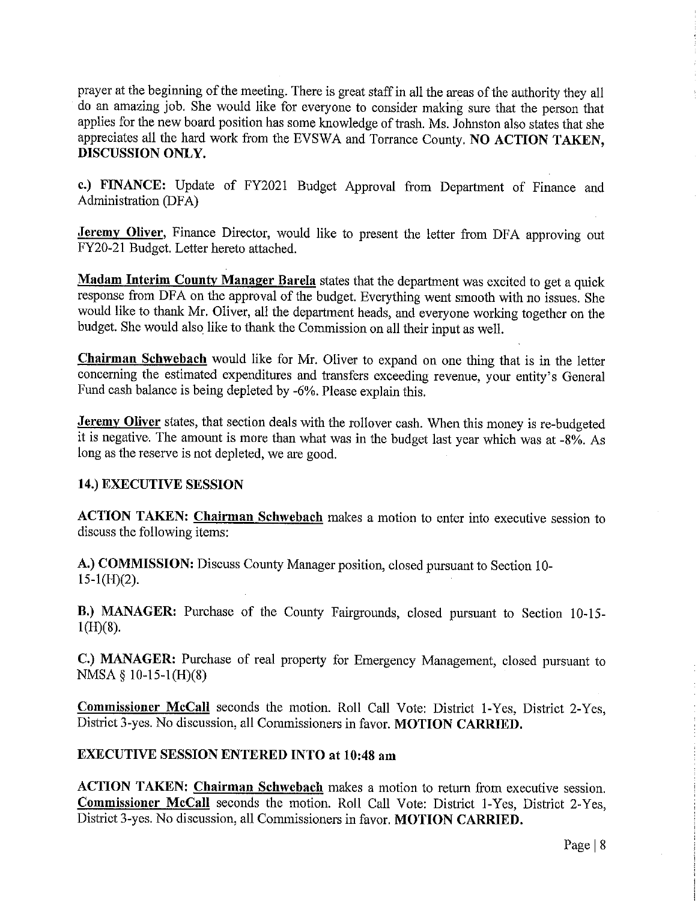prayer at the beginning of the meeting. There is great staff in all the areas of the authority they all do an amazing job. She would like for everyone to consider making sure that the person that applies for the new board position has some knowledge of trash. Ms. Johnston also states that she appreciates all the hard work from the EVSWA and Torrance County. **NO ACTION TAKEN, DISCUSSION ONLY.**

**c.) FINANCE:** Update of FY2021 Budget Approval from Department of Finance and Administration (DFA)

**Jeremy Oliver**, Finance Director, would like to present the letter from DFA approving out FY20-21 Budget. Letter hereto attached.

**Madam Interim County Manager Barela** states that the department was excited to get a quick response from DFA on the approval of the budget. Everything went smooth with no issues. She would like to thank Mr. Oliver, all the department heads, and everyone working together on the budget. She would also like to thank the Commission on all their input as well.

**Chairman Schwebach** would like for Mr. Oliver to expand on one thing that is in the letter concerning the estimated expenditures and transfers exceeding revenue, your entity's General Fund cash balance is being depleted by -6%. Please explain this.

**Jeremy Oliver** states, that section deals with the rollover cash. When this money is re-budgeted it is negative. The amount is more than what was in the budget last year which was at -8%. As long as the reserve is not depleted, we are good.

**14.) EXECUTIVE SESSION**

**ACTION TAKEN: Chairman Schwebach** makes a motion to enter into executive session to discuss the following items:

**A.) COMMISSION:** Discuss County Manager position, closed pursuant to Section 10-15-1(H)(2).

**B.) MANAGER:** Purchase of the County Fairgrounds, closed pursuant to Section 10-15-1(H)(8).

**C.) MANAGER:** Purchase of real property for Emergency Management, closed pursuant to NMSA § 10-15-1(H)(8)

**Commissioner McCall** seconds the motion. Roll Call Vote: District 1-Yes, District 2-Yes, District 3-yes. No discussion, all Commissioners in favor. **MOTION CARRIED.**

**EXECUTIVE SESSION ENTERED INTO at 10:48 am**

**ACTION TAKEN: Chairman Schwebach** makes a motion to return from executive session. **Commissioner McCall** seconds the motion. Roll Call Vote: District 1-Yes, District 2-Yes, District 3-yes. No discussion, all Commissioners in favor. **MOTION CARRIED.**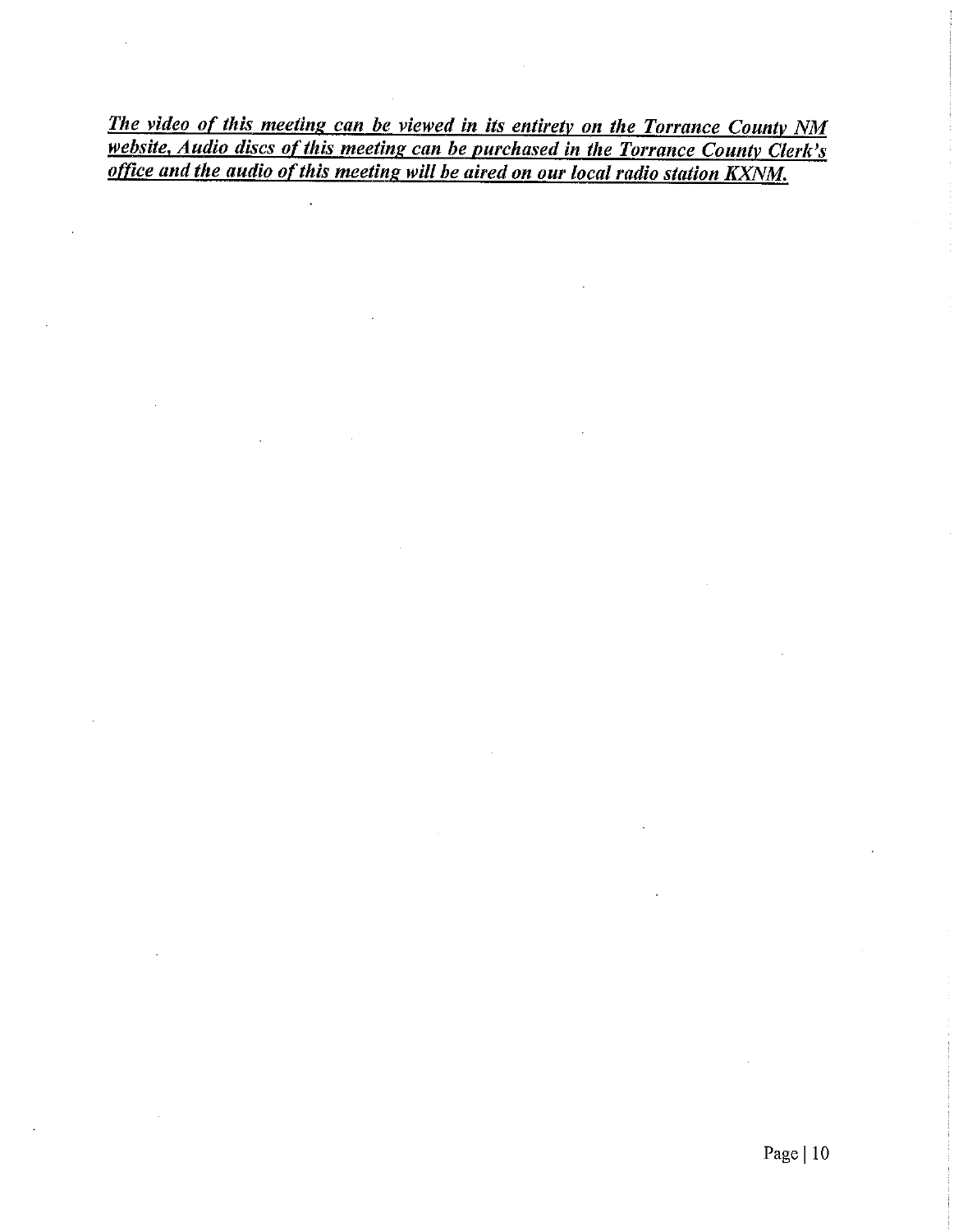***The video of this meeting can be viewed in its entirety on the Torrance County NM website, Audio discs of this meeting can be purchased in the Torrance County Clerk's office and the audio of this meeting will be aired on our local radio station KXNM.***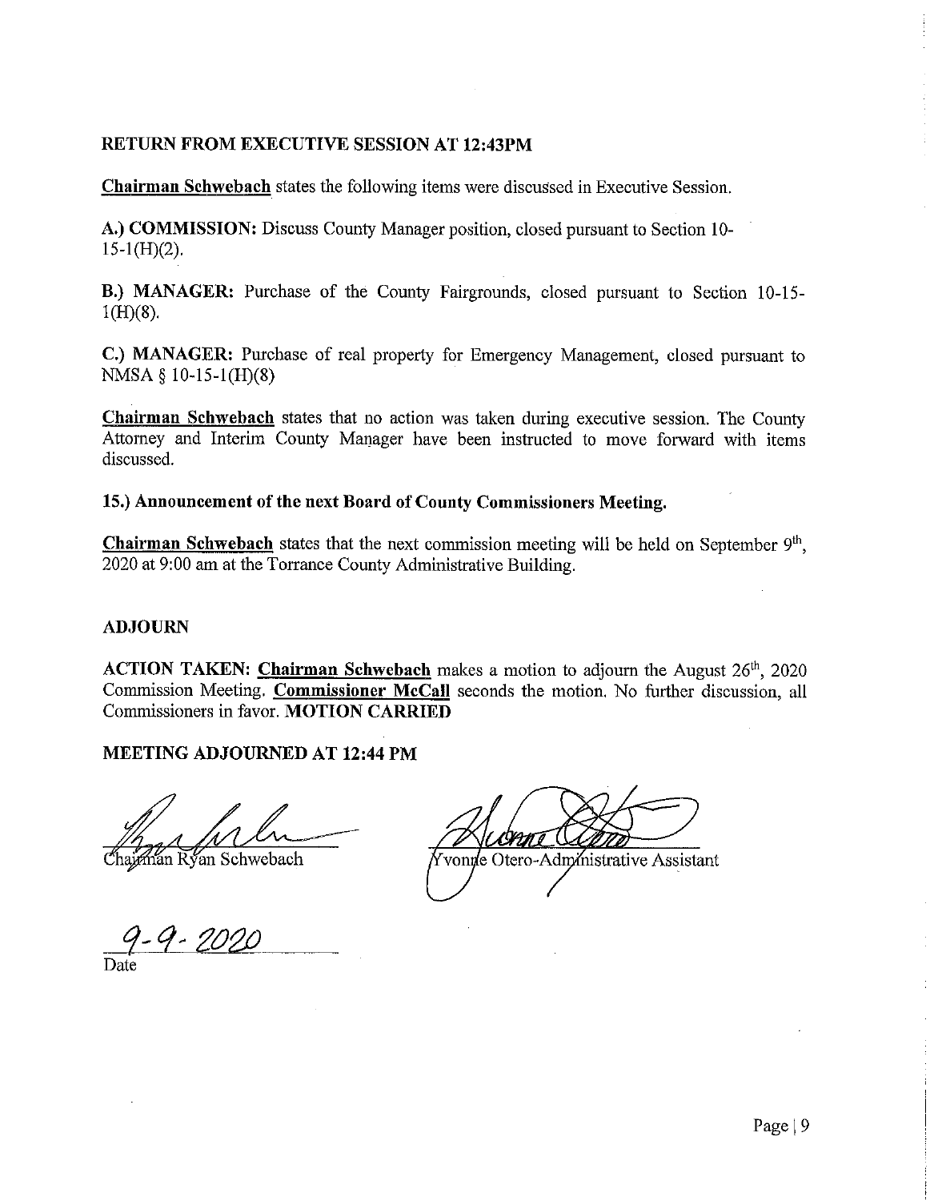**RETURN FROM EXECUTIVE SESSION AT 12:43PM**

**Chairman Schwebach** states the following items were discussed in Executive Session.

**A.) COMMISSION:** Discuss County Manager position, closed pursuant to Section 10-15-1(H)(2).

**B.) MANAGER:** Purchase of the County Fairgrounds, closed pursuant to Section 10-15-1(H)(8).

**C.) MANAGER:** Purchase of real property for Emergency Management, closed pursuant to NMSA § 10-15-1(H)(8)

**Chairman Schwebach** states that no action was taken during executive session. The County Attorney and Interim County Manager have been instructed to move forward with items discussed.

**15.) Announcement of the next Board of County Commissioners Meeting.**

**Chairman Schwebach** states that the next commission meeting will be held on September 9th, 2020 at 9:00 am at the Torrance County Administrative Building.

**ADJOURN**

**ACTION TAKEN: Chairman Schwebach** makes a motion to adjourn the August 26th, 2020 Commission Meeting. **Commissioner McCall** seconds the motion. No further discussion, all Commissioners in favor. **MOTION CARRIED**

**MEETING ADJOURNED AT 12:44 PM**

Chairman Ryan Schwebach

Yvonne Otero-Administrative Assistant

9-9-2020

Date